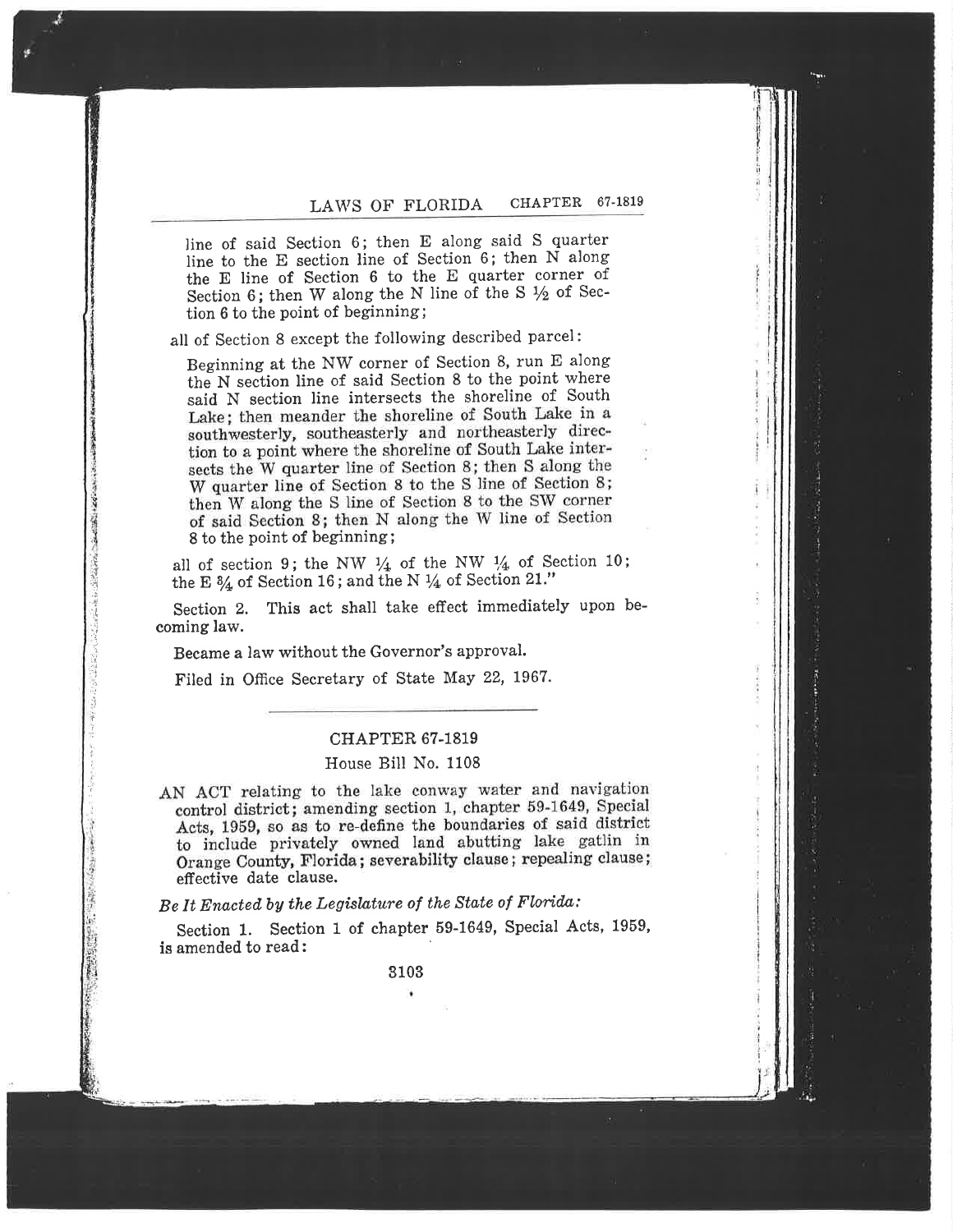line of said Section 6; then E along said S quarter line to the E section line of Section 6; then N along the E line of Section 6 to the E quarter corner of Section 6; then W along the N line of the S ½ of Section 6 to the point of beginning;

all of Section 8 except the following described parcel:

Beginning at the NW corner of Section 8, run E along the N section line of said Section 8 to the point where said N section line intersects the shoreline of South Lake; then meander the shoreline of South Lake in a southwesterly, southeasterly and northeasterly direction to a point where the shoreline of South Lake intersects the W quarter line of Section 8; then S along the W quarter line of Section 8 to the S line of Section 8; then W along the S line of Section 8 to the SW corner of said Section 8; then N along the W line of Section 8 to the point of beginning;

all of section 9; the NW ¼ of the NW ¼ of Section 10; the E ¾ of Section 16; and the N ¼ of Section 21."

Section 2. This act shall take effect immediately upon becoming law.

Became a law without the Governor's approval.

Filed in Office Secretary of State May 22, 1967.

---

## CHAPTER 67-1819

### House Bill No. 1108

AN ACT relating to the lake conway water and navigation control district; amending section 1, chapter 59-1649, Special Acts, 1959, so as to re-define the boundaries of said district to include privately owned land abutting lake gatlin in Orange County, Florida; severability clause; repealing clause; effective date clause.

*Be It Enacted by the Legislature of the State of Florida:*

Section 1. Section 1 of chapter 59-1649, Special Acts, 1959, is amended to read: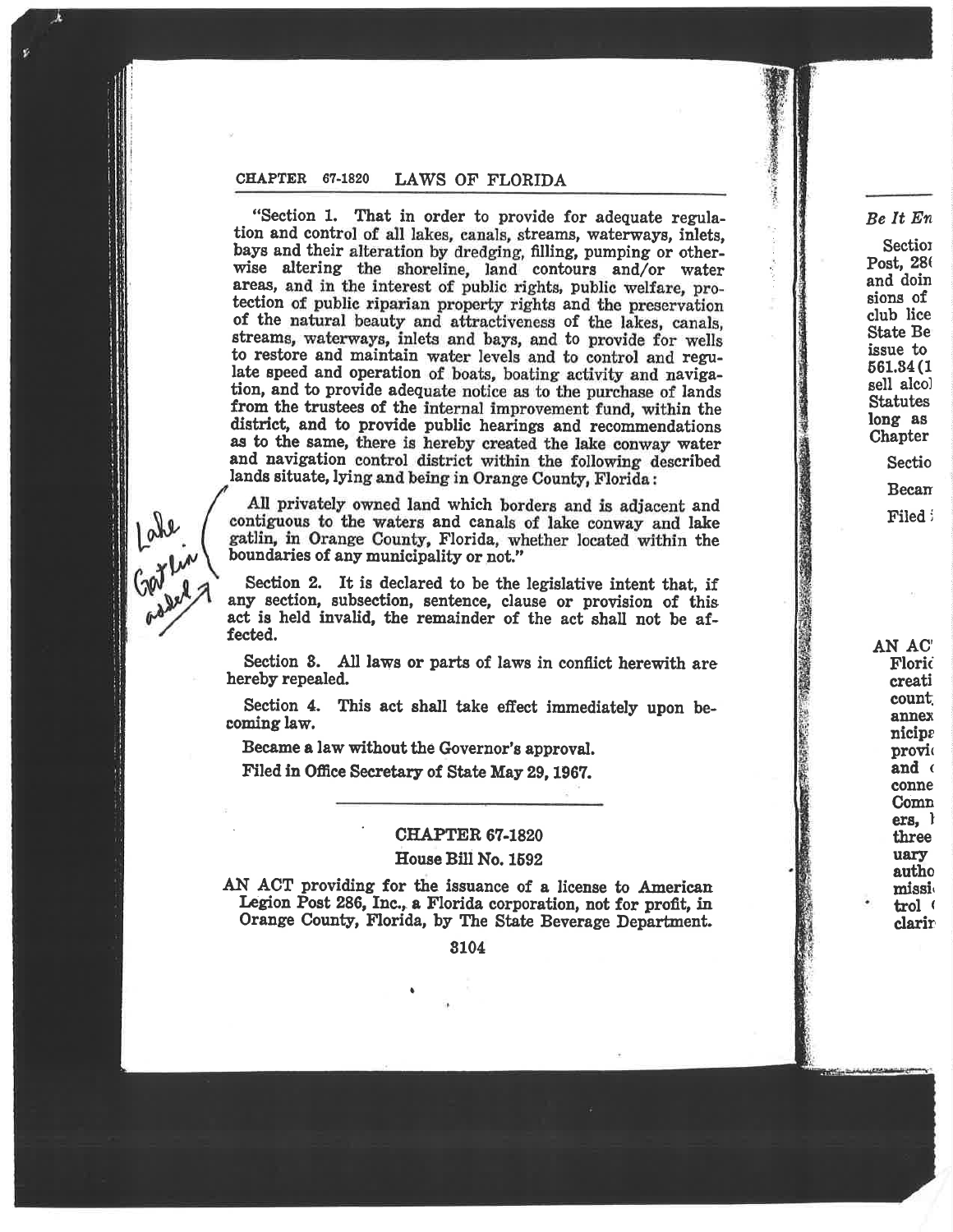"Section 1. That in order to provide for adequate regulation and control of all lakes, canals, streams, waterways, inlets, bays and their alteration by dredging, filling, pumping or otherwise altering the shoreline, land contours and/or water areas, and in the interest of public rights, public welfare, protection of public riparian property rights and the preservation of the natural beauty and attractiveness of the lakes, canals, streams, waterways, inlets and bays, and to provide for wells to restore and maintain water levels and to control and regulate speed and operation of boats, boating activity and navigation, and to provide adequate notice as to the purchase of lands from the trustees of the internal improvement fund, within the district, and to provide public hearings and recommendations as to the same, there is hereby created the lake conway water and navigation control district within the following described lands situate, lying and being in Orange County, Florida:

All privately owned land which borders and is adjacent and contiguous to the waters and canals of lake conway and lake gatlin, in Orange County, Florida, whether located within the boundaries of any municipality or not."

Lake Gatlin added

Section 2. It is declared to be the legislative intent that, if any section, subsection, sentence, clause or provision of this act is held invalid, the remainder of the act shall not be affected.

Section 3. All laws or parts of laws in conflict herewith are hereby repealed.

Section 4. This act shall take effect immediately upon becoming law.

Became a law without the Governor's approval.

Filed in Office Secretary of State May 29, 1967.

---

## CHAPTER 67-1820

### House Bill No. 1592

AN ACT providing for the issuance of a license to American Legion Post 286, Inc., a Florida corporation, not for profit, in Orange County, Florida, by The State Beverage Department.

*Be It En*

Sectio
Post, 28
and doin
sions of
club lice
State Be
issue to
561.34(1
sell alco
Statutes
long as
Chapter

Sectio

Becam

Filed

AN AC
Flori
creati
count
annex
nicipa
provi
and
conne
Comn
ers,
three
uary
autho
missi
trol
clarir